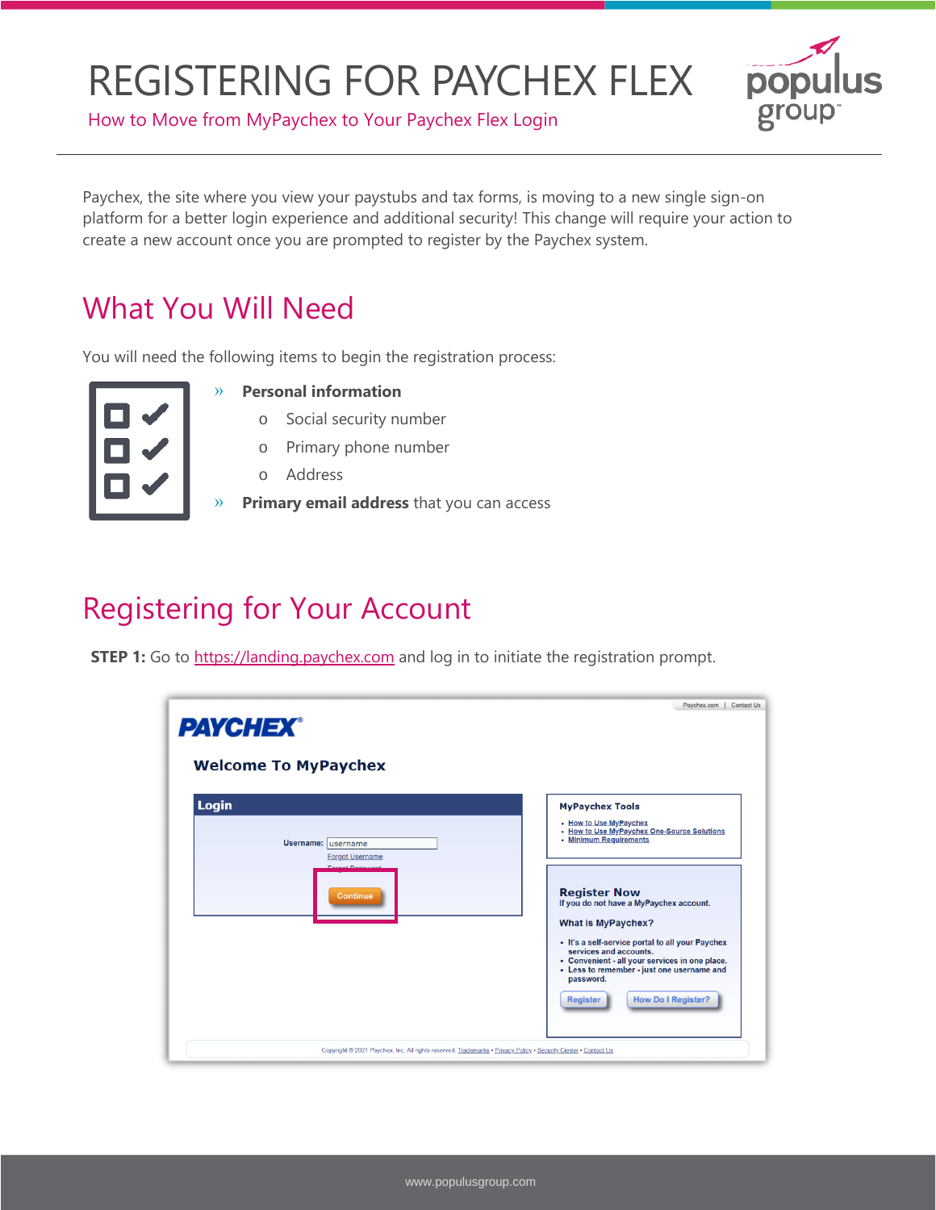# REGISTERING FOR PAYCHEX FLEX

How to Move from MyPaychex to Your Paychex Flex Login

Paychex, the site where you view your paystubs and tax forms, is moving to a new single sign-on platform for a better login experience and additional security! This change will require your action to create a new account once you are prompted to register by the Paychex system.

## What You Will Need

You will need the following items to begin the registration process:

- **Personal information**
  - Social security number
  - Primary phone number
  - Address
- **Primary email address** that you can access

## Registering for Your Account

**STEP 1:** Go to https://landing.paychex.com and log in to initiate the registration prompt.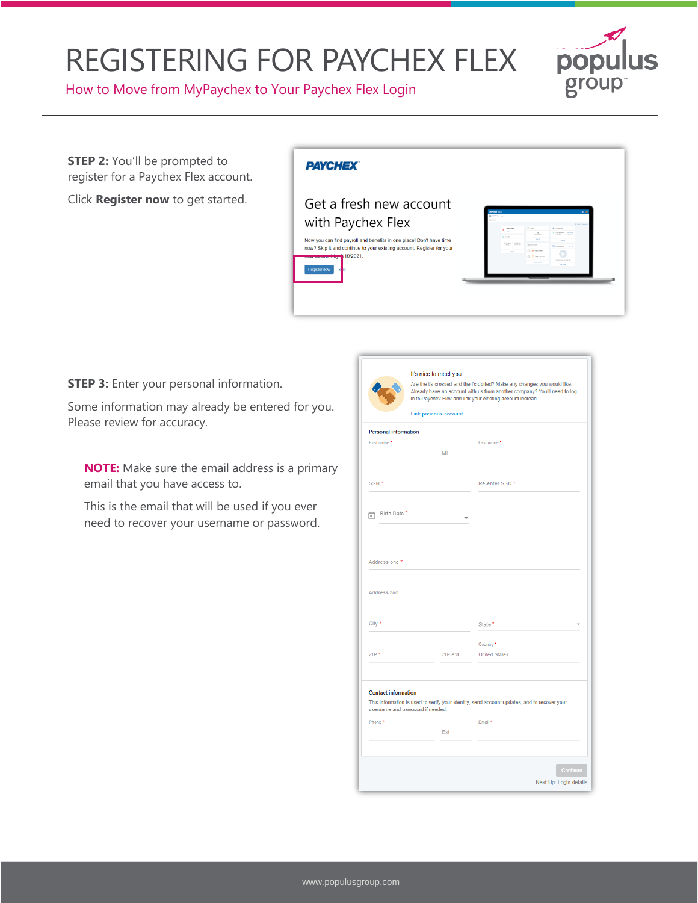# REGISTERING FOR PAYCHEX FLEX

## How to Move from MyPaychex to Your Paychex Flex Login

**STEP 2:** You'll be prompted to register for a Paychex Flex account.

Click **Register now** to get started.

**STEP 3:** Enter your personal information.

Some information may already be entered for you. Please review for accuracy.

**NOTE:** Make sure the email address is a primary email that you have access to.

This is the email that will be used if you ever need to recover your username or password.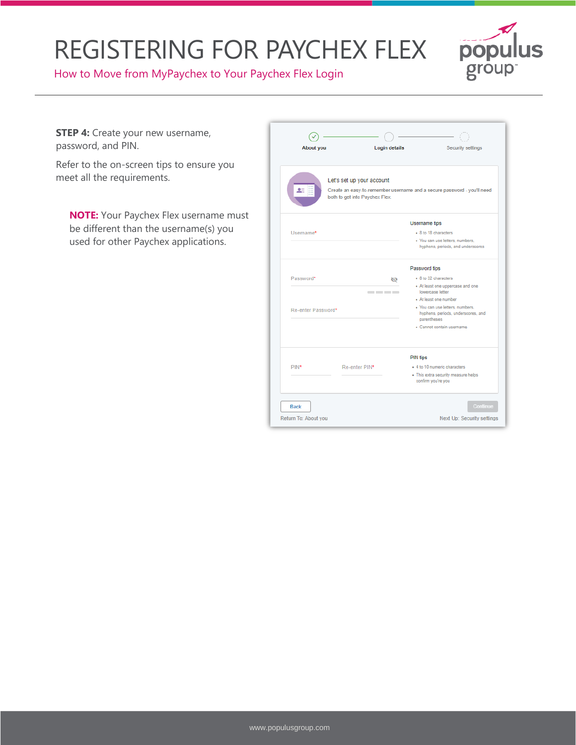**STEP 4:** Create your new username, password, and PIN.

Refer to the on-screen tips to ensure you meet all the requirements.

**NOTE:** Your Paychex Flex username must be different than the username(s) you used for other Paychex applications.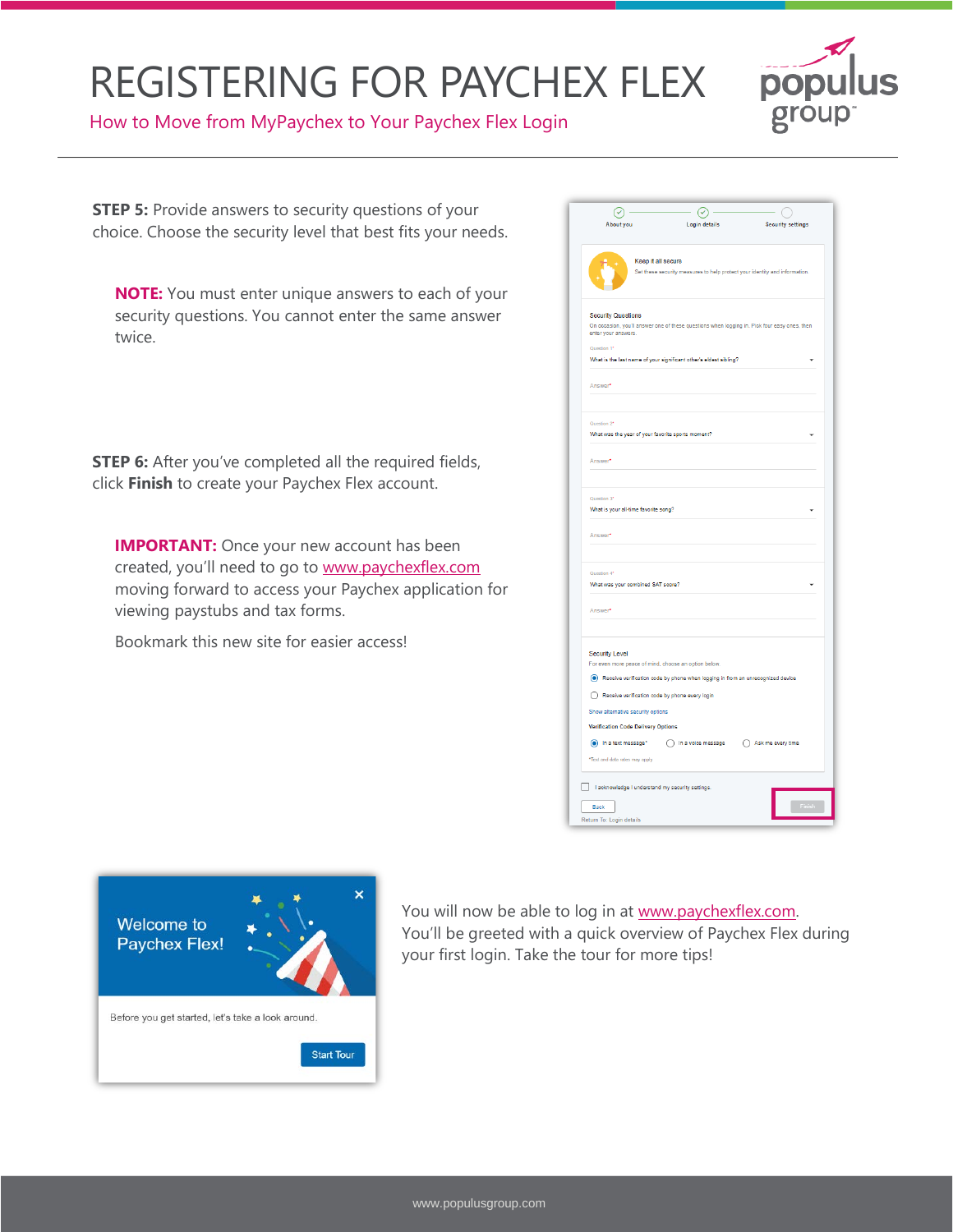# REGISTERING FOR PAYCHEX FLEX

How to Move from MyPaychex to Your Paychex Flex Login

**STEP 5:** Provide answers to security questions of your choice. Choose the security level that best fits your needs.

**NOTE:** You must enter unique answers to each of your security questions. You cannot enter the same answer twice.

**STEP 6:** After you've completed all the required fields, click **Finish** to create your Paychex Flex account.

**IMPORTANT:** Once your new account has been created, you'll need to go to www.paychexflex.com moving forward to access your Paychex application for viewing paystubs and tax forms.

Bookmark this new site for easier access!

You will now be able to log in at www.paychexflex.com. You'll be greeted with a quick overview of Paychex Flex during your first login. Take the tour for more tips!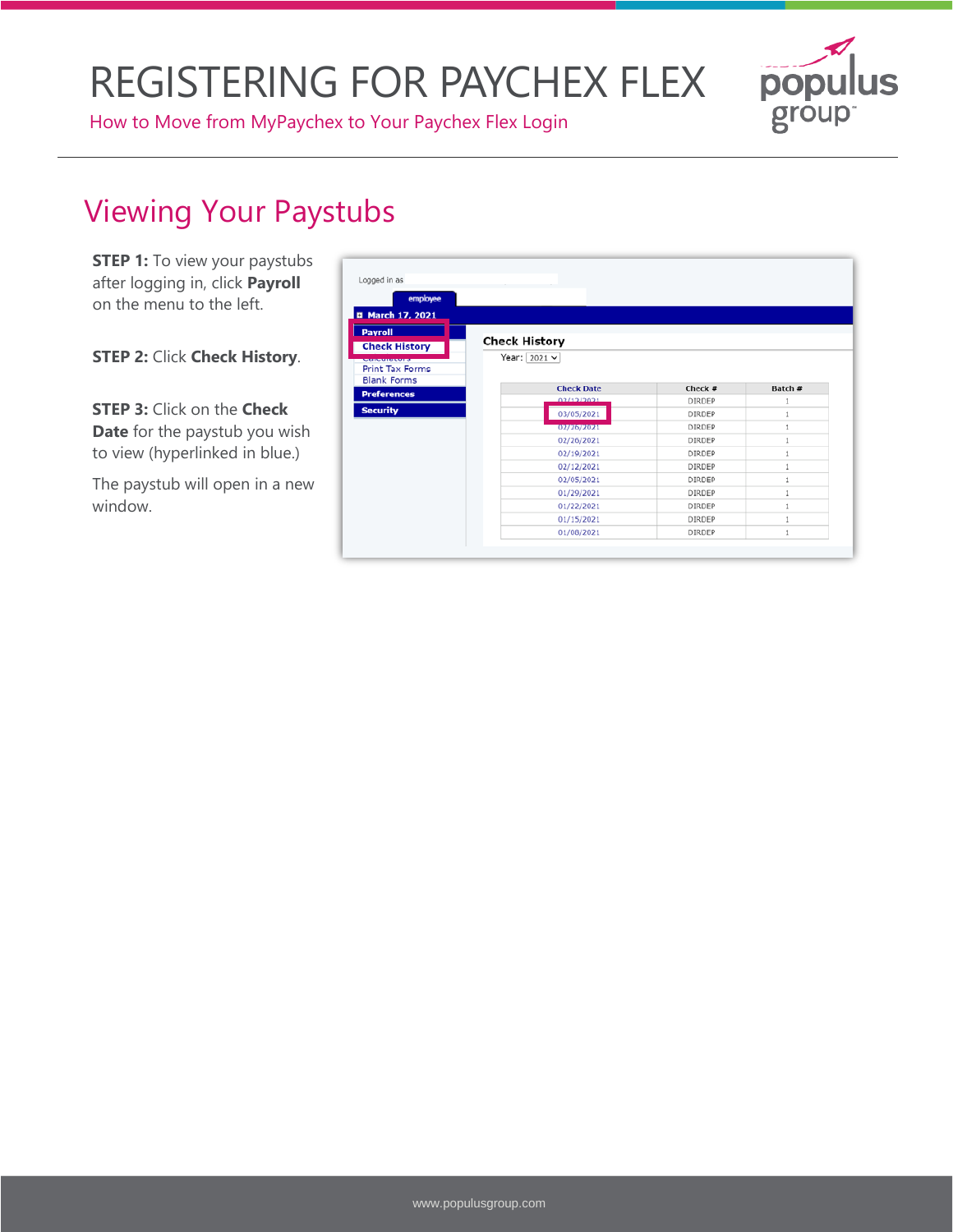# REGISTERING FOR PAYCHEX FLEX

How to Move from MyPaychex to Your Paychex Flex Login

## Viewing Your Paystubs

**STEP 1:** To view your paystubs after logging in, click **Payroll** on the menu to the left.

**STEP 2:** Click **Check History**.

**STEP 3:** Click on the **Check Date** for the paystub you wish to view (hyperlinked in blue.)

The paystub will open in a new window.